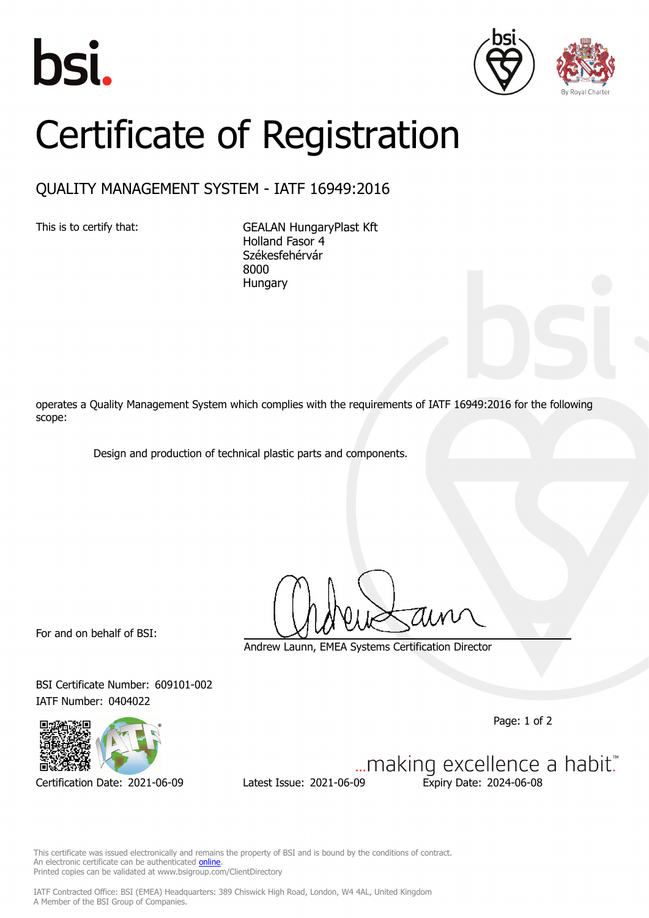# Certificate of Registration

## QUALITY MANAGEMENT SYSTEM - IATF 16949:2016

This is to certify that:

GEALAN HungaryPlast Kft
Holland Fasor 4
Székesfehérvár
8000
Hungary

operates a Quality Management System which complies with the requirements of IATF 16949:2016 for the following scope:

Design and production of technical plastic parts and components.

For and on behalf of BSI:

Andrew Launn, EMEA Systems Certification Director

BSI Certificate Number: 609101-002
IATF Number: 0404022

Certification Date: 2021-06-09    Latest Issue: 2021-06-09    Expiry Date: 2024-06-08

...making excellence a habit.™

This certificate was issued electronically and remains the property of BSI and is bound by the conditions of contract.
An electronic certificate can be authenticated online.
Printed copies can be validated at www.bsigroup.com/ClientDirectory

IATF Contracted Office: BSI (EMEA) Headquarters: 389 Chiswick High Road, London, W4 4AL, United Kingdom
A Member of the BSI Group of Companies.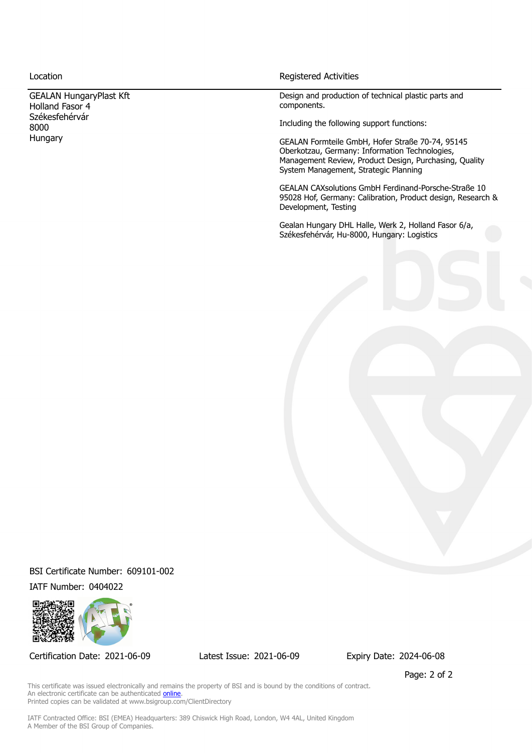| Location | Registered Activities |
| --- | --- |
| GEALAN HungaryPlast Kft<br>Holland Fasor 4<br>Székesfehérvár<br>8000<br>Hungary | Design and production of technical plastic parts and components.<br><br>Including the following support functions:<br><br>GEALAN Formteile GmbH, Hofer Straße 70-74, 95145 Oberkotzau, Germany: Information Technologies, Management Review, Product Design, Purchasing, Quality System Management, Strategic Planning<br><br>GEALAN CAXsolutions GmbH Ferdinand-Porsche-Straße 10 95028 Hof, Germany: Calibration, Product design, Research & Development, Testing<br><br>Gealan Hungary DHL Halle, Werk 2, Holland Fasor 6/a, Székesfehérvár, Hu-8000, Hungary: Logistics |

BSI Certificate Number: 609101-002

IATF Number: 0404022

Certification Date: 2021-06-09 Latest Issue: 2021-06-09 Expiry Date: 2024-06-08

This certificate was issued electronically and remains the property of BSI and is bound by the conditions of contract.
An electronic certificate can be authenticated online.
Printed copies can be validated at www.bsigroup.com/ClientDirectory

IATF Contracted Office: BSI (EMEA) Headquarters: 389 Chiswick High Road, London, W4 4AL, United Kingdom
A Member of the BSI Group of Companies.